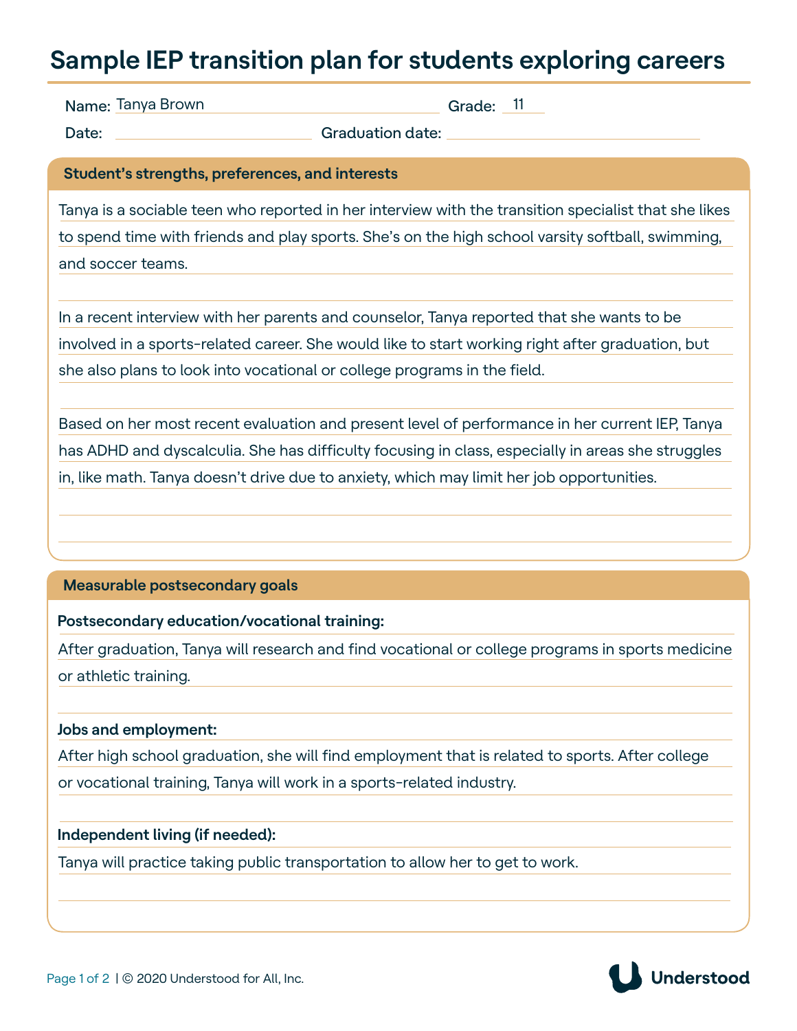# Sample IEP transition plan for students exploring careers

**Name:** Tanya Brown **Grade:** 11

**Date:** ____________ **Graduation date:** ____________

## Student's strengths, preferences, and interests

Tanya is a sociable teen who reported in her interview with the transition specialist that she likes to spend time with friends and play sports. She's on the high school varsity softball, swimming, and soccer teams.

In a recent interview with her parents and counselor, Tanya reported that she wants to be involved in a sports-related career. She would like to start working right after graduation, but she also plans to look into vocational or college programs in the field.

Based on her most recent evaluation and present level of performance in her current IEP, Tanya has ADHD and dyscalculia. She has difficulty focusing in class, especially in areas she struggles in, like math. Tanya doesn't drive due to anxiety, which may limit her job opportunities.

## Measurable postsecondary goals

**Postsecondary education/vocational training:**

After graduation, Tanya will research and find vocational or college programs in sports medicine or athletic training.

**Jobs and employment:**

After high school graduation, she will find employment that is related to sports. After college or vocational training, Tanya will work in a sports-related industry.

**Independent living (if needed):**

Tanya will practice taking public transportation to allow her to get to work.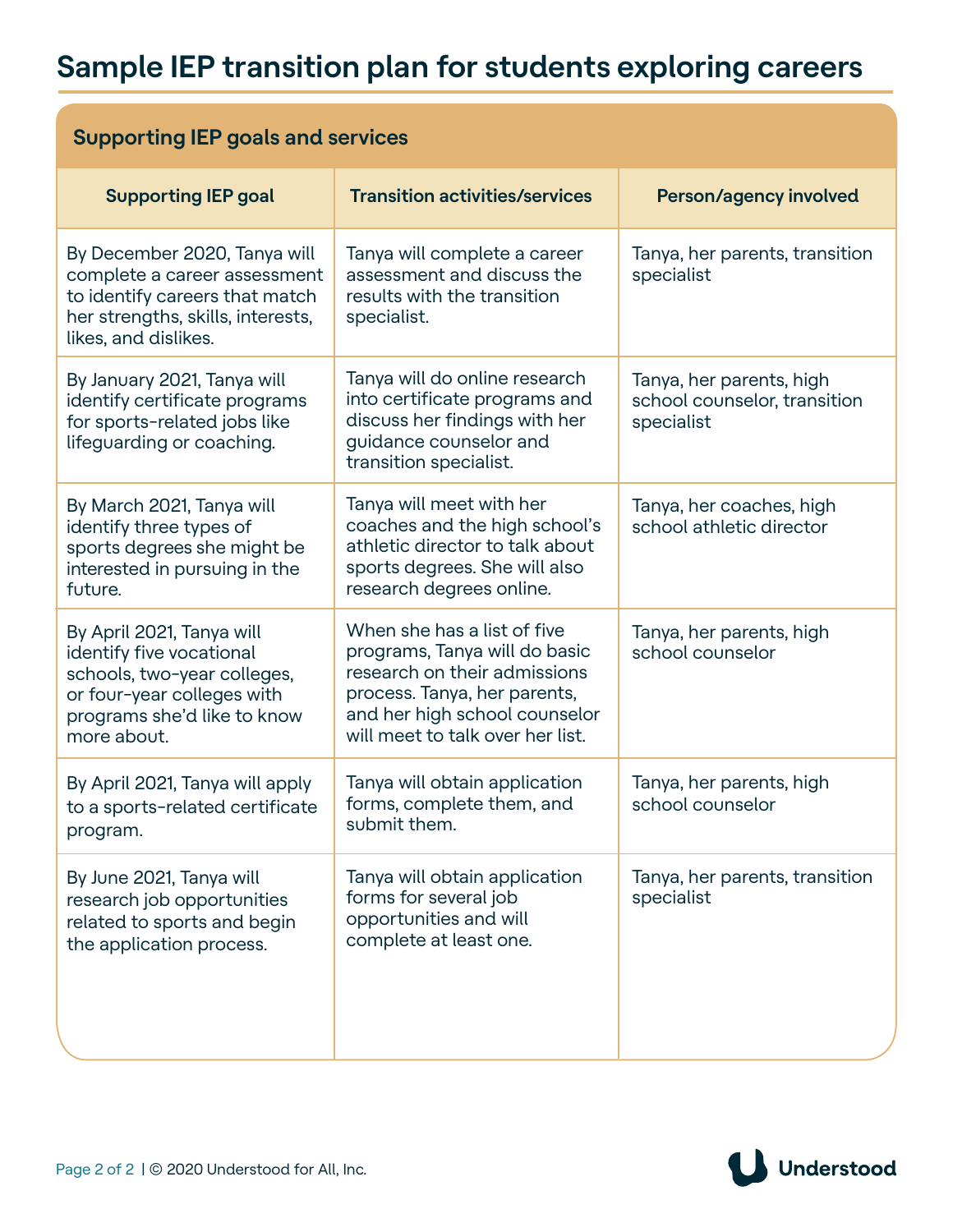# Sample IEP transition plan for students exploring careers

## Supporting IEP goals and services

| Supporting IEP goal | Transition activities/services | Person/agency involved |
|---|---|---|
| By December 2020, Tanya will complete a career assessment to identify careers that match her strengths, skills, interests, likes, and dislikes. | Tanya will complete a career assessment and discuss the results with the transition specialist. | Tanya, her parents, transition specialist |
| By January 2021, Tanya will identify certificate programs for sports-related jobs like lifeguarding or coaching. | Tanya will do online research into certificate programs and discuss her findings with her guidance counselor and transition specialist. | Tanya, her parents, high school counselor, transition specialist |
| By March 2021, Tanya will identify three types of sports degrees she might be interested in pursuing in the future. | Tanya will meet with her coaches and the high school's athletic director to talk about sports degrees. She will also research degrees online. | Tanya, her coaches, high school athletic director |
| By April 2021, Tanya will identify five vocational schools, two-year colleges, or four-year colleges with programs she'd like to know more about. | When she has a list of five programs, Tanya will do basic research on their admissions process. Tanya, her parents, and her high school counselor will meet to talk over her list. | Tanya, her parents, high school counselor |
| By April 2021, Tanya will apply to a sports-related certificate program. | Tanya will obtain application forms, complete them, and submit them. | Tanya, her parents, high school counselor |
| By June 2021, Tanya will research job opportunities related to sports and begin the application process. | Tanya will obtain application forms for several job opportunities and will complete at least one. | Tanya, her parents, transition specialist |

© 2020 Understood for All, Inc.